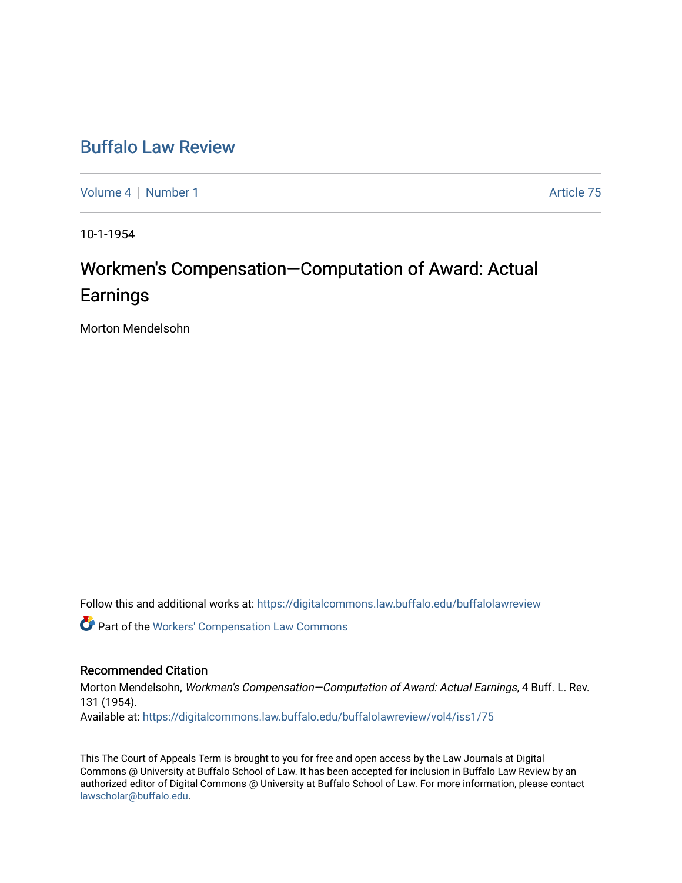# Buffalo Law Review

Volume 4 | Number 1 | Article 75

10-1-1954

## Workmen's Compensation—Computation of Award: Actual Earnings

Morton Mendelsohn

Follow this and additional works at: https://digitalcommons.law.buffalo.edu/buffalolawreview

Part of the Workers' Compensation Law Commons

### Recommended Citation

Morton Mendelsohn, *Workmen's Compensation—Computation of Award: Actual Earnings*, 4 Buff. L. Rev. 131 (1954).
Available at: https://digitalcommons.law.buffalo.edu/buffalolawreview/vol4/iss1/75

This The Court of Appeals Term is brought to you for free and open access by the Law Journals at Digital Commons @ University at Buffalo School of Law. It has been accepted for inclusion in Buffalo Law Review by an authorized editor of Digital Commons @ University at Buffalo School of Law. For more information, please contact lawscholar@buffalo.edu.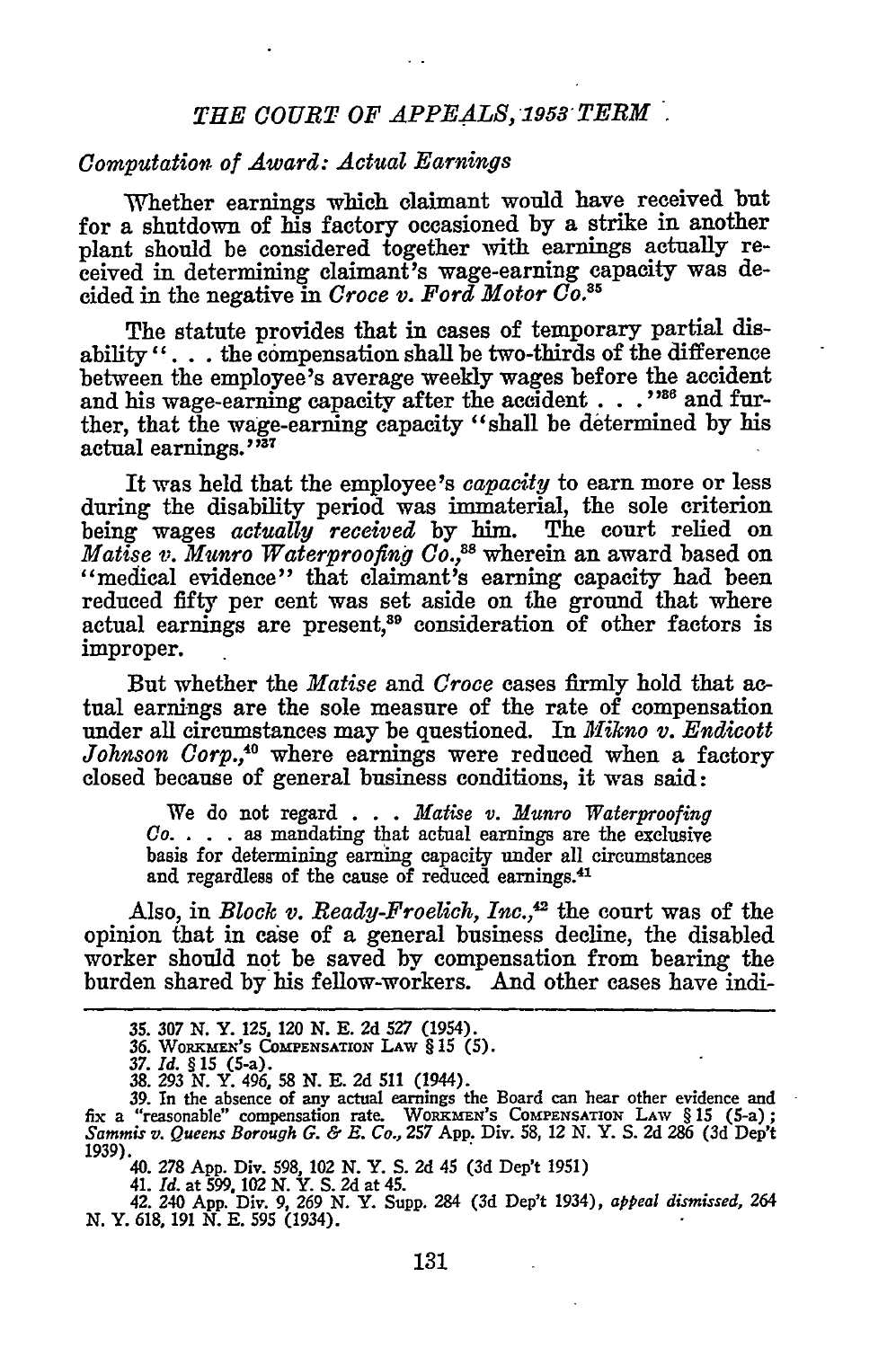## *Computation of Award: Actual Earnings*

Whether earnings which claimant would have received but for a shutdown of his factory occasioned by a strike in another plant should be considered together with earnings actually received in determining claimant's wage-earning capacity was decided in the negative in *Croce v. Ford Motor Co.*[35]

The statute provides that in cases of temporary partial disability ". . . the compensation shall be two-thirds of the difference between the employee's average weekly wages before the accident and his wage-earning capacity after the accident . . ."[36] and further, that the wage-earning capacity "shall be determined by his actual earnings."[37]

It was held that the employee's *capacity* to earn more or less during the disability period was immaterial, the sole criterion being wages *actually received* by him. The court relied on *Matise v. Munro Waterproofing Co.*,[38] wherein an award based on "medical evidence" that claimant's earning capacity had been reduced fifty per cent was set aside on the ground that where actual earnings are present,[39] consideration of other factors is improper.

But whether the *Matise* and *Croce* cases firmly hold that actual earnings are the sole measure of the rate of compensation under all circumstances may be questioned. In *Mikno v. Endicott Johnson Corp.*,[40] where earnings were reduced when a factory closed because of general business conditions, it was said:

> We do not regard . . . *Matise v. Munro Waterproofing Co.* . . . as mandating that actual earnings are the exclusive basis for determining earning capacity under all circumstances and regardless of the cause of reduced earnings.[41]

Also, in *Block v. Ready-Froelich, Inc.*,[42] the court was of the opinion that in case of a general business decline, the disabled worker should not be saved by compensation from bearing the burden shared by his fellow-workers. And other cases have indi-

---

35. 307 N. Y. 125, 120 N. E. 2d 527 (1954).

36. WORKMEN'S COMPENSATION LAW § 15 (5).

37. *Id.* § 15 (5-a).

38. 293 N. Y. 496, 58 N. E. 2d 511 (1944).

39. In the absence of any actual earnings the Board can hear other evidence and fix a "reasonable" compensation rate. WORKMEN'S COMPENSATION LAW § 15 (5-a); *Sammis v. Queens Borough G. & E. Co.*, 257 App. Div. 58, 12 N. Y. S. 2d 286 (3d Dep't 1939).

40. 278 App. Div. 598, 102 N. Y. S. 2d 45 (3d Dep't 1951)

41. *Id.* at 599, 102 N. Y. S. 2d at 45.

42. 240 App. Div. 9, 269 N. Y. Supp. 284 (3d Dep't 1934), *appeal dismissed*, 264 N. Y. 618, 191 N. E. 595 (1934).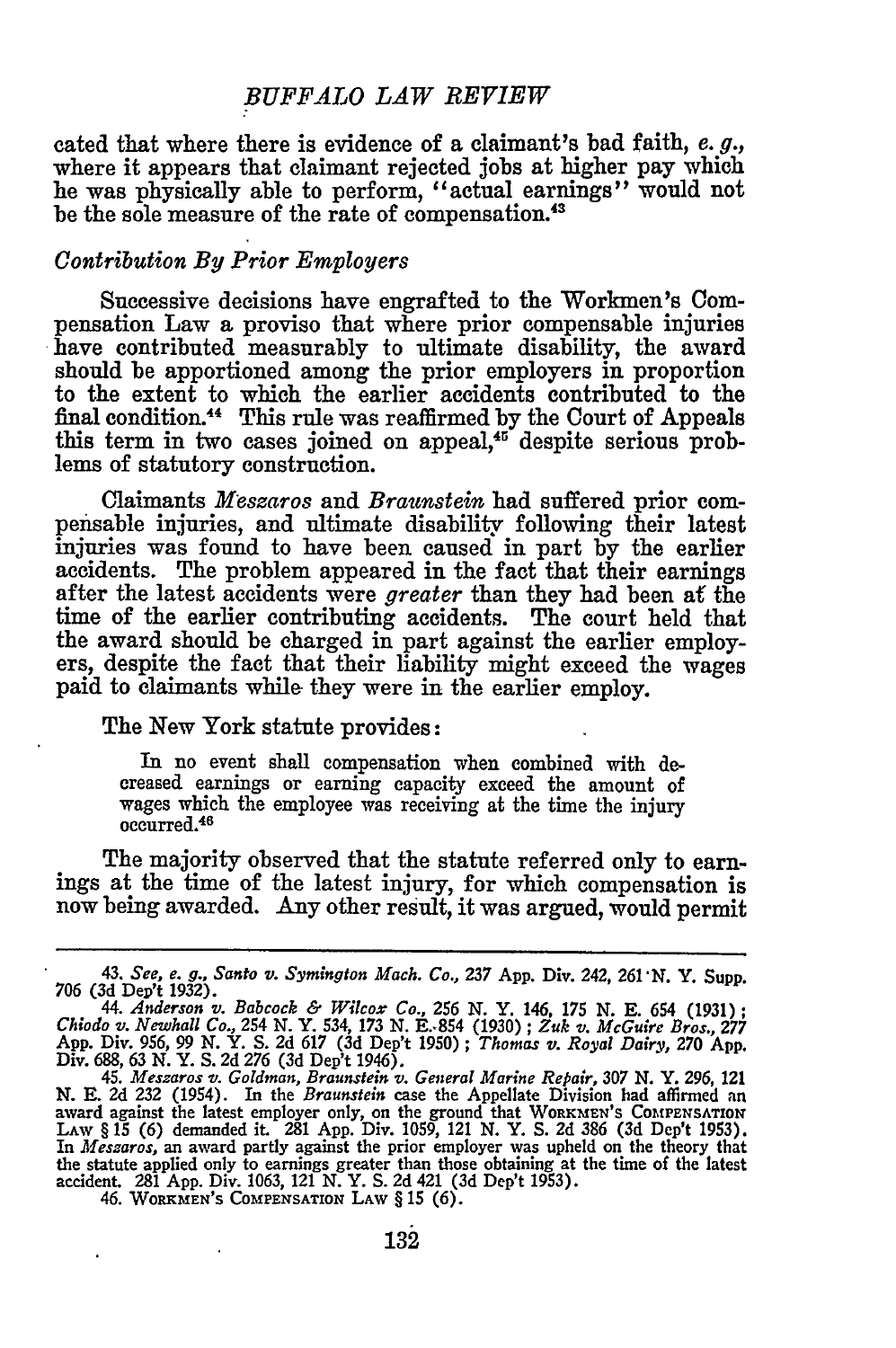cated that where there is evidence of a claimant's bad faith, *e. g.*, where it appears that claimant rejected jobs at higher pay which he was physically able to perform, "actual earnings" would not be the sole measure of the rate of compensation.[43]

### *Contribution By Prior Employers*

Successive decisions have engrafted to the Workmen's Compensation Law a proviso that where prior compensable injuries have contributed measurably to ultimate disability, the award should be apportioned among the prior employers in proportion to the extent to which the earlier accidents contributed to the final condition.[44] This rule was reaffirmed by the Court of Appeals this term in two cases joined on appeal,[45] despite serious problems of statutory construction.

Claimants *Meszaros* and *Braunstein* had suffered prior compensable injuries, and ultimate disability following their latest injuries was found to have been caused in part by the earlier accidents. The problem appeared in the fact that their earnings after the latest accidents were *greater* than they had been at the time of the earlier contributing accidents. The court held that the award should be charged in part against the earlier employers, despite the fact that their liability might exceed the wages paid to claimants while they were in the earlier employ.

The New York statute provides:

> In no event shall compensation when combined with decreased earnings or earning capacity exceed the amount of wages which the employee was receiving at the time the injury occurred.[46]

The majority observed that the statute referred only to earnings at the time of the latest injury, for which compensation is now being awarded. Any other result, it was argued, would permit

---

43. *See, e. g., Santo v. Symington Mach. Co.*, 237 App. Div. 242, 261 N. Y. Supp. 706 (3d Dep't 1932).

44. *Anderson v. Babcock & Wilcox Co.*, 256 N. Y. 146, 175 N. E. 654 (1931); *Chiodo v. Newhall Co.*, 254 N. Y. 534, 173 N. E. 854 (1930); *Zuk v. McGuire Bros.*, 277 App. Div. 956, 99 N. Y. S. 2d 617 (3d Dep't 1950); *Thomas v. Royal Dairy*, 270 App. Div. 688, 63 N. Y. S. 2d 276 (3d Dep't 1946).

45. *Meszaros v. Goldman, Braunstein v. General Marine Repair*, 307 N. Y. 296, 121 N. E. 2d 232 (1954). In the *Braunstein* case the Appellate Division had affirmed an award against the latest employer only, on the ground that WORKMEN'S COMPENSATION LAW § 15 (6) demanded it. 281 App. Div. 1059, 121 N. Y. S. 2d 386 (3d Dep't 1953). In *Meszaros*, an award partly against the prior employer was upheld on the theory that the statute applied only to earnings greater than those obtaining at the time of the latest accident. 281 App. Div. 1063, 121 N. Y. S. 2d 421 (3d Dep't 1953).

46. WORKMEN'S COMPENSATION LAW § 15 (6).